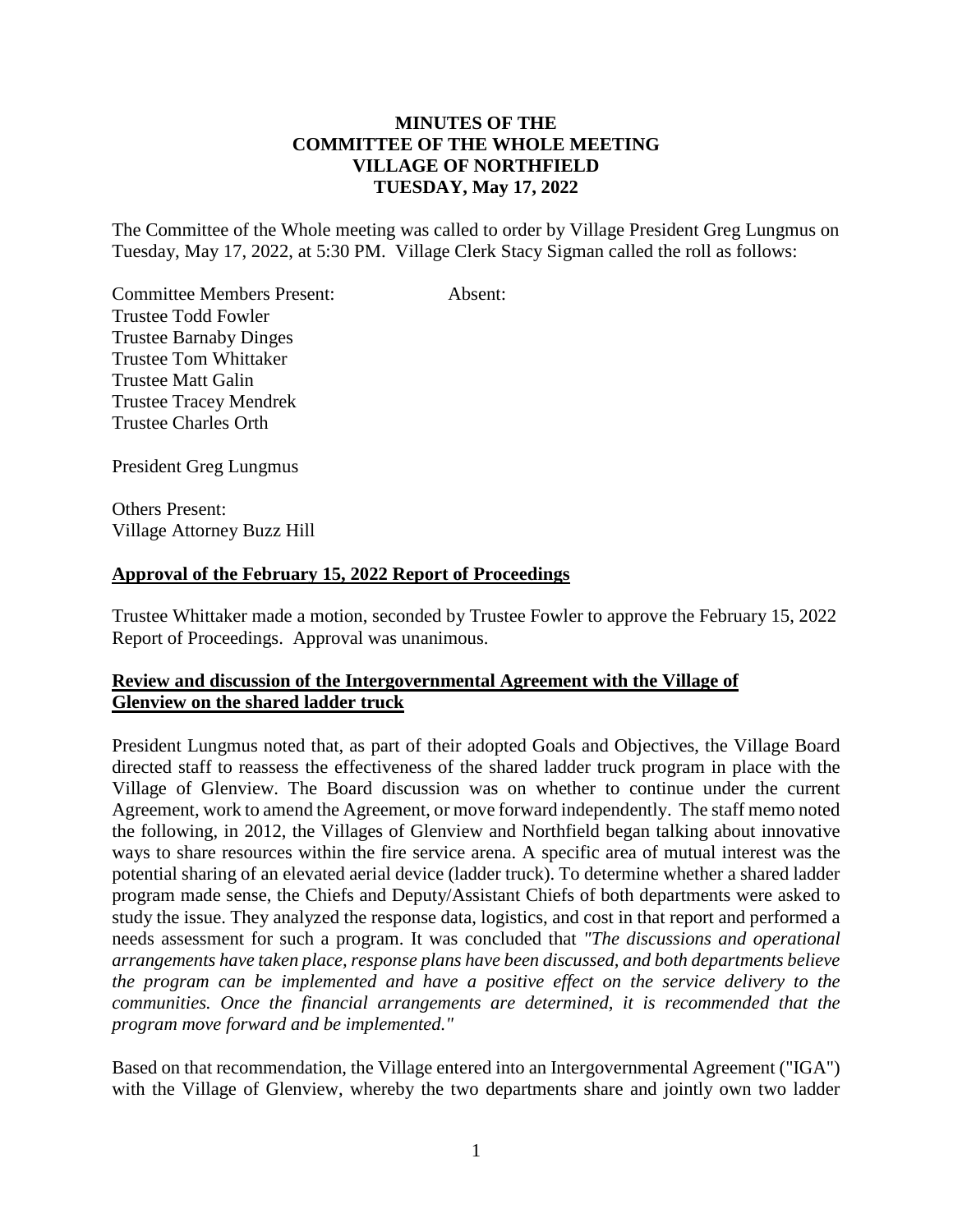**MINUTES OF THE
COMMITTEE OF THE WHOLE MEETING
VILLAGE OF NORTHFIELD
TUESDAY, May 17, 2022**

The Committee of the Whole meeting was called to order by Village President Greg Lungmus on Tuesday, May 17, 2022, at 5:30 PM. Village Clerk Stacy Sigman called the roll as follows:

Committee Members Present: Absent:
Trustee Todd Fowler
Trustee Barnaby Dinges
Trustee Tom Whittaker
Trustee Matt Galin
Trustee Tracey Mendrek
Trustee Charles Orth

President Greg Lungmus

Others Present:
Village Attorney Buzz Hill

**Approval of the February 15, 2022 Report of Proceedings**

Trustee Whittaker made a motion, seconded by Trustee Fowler to approve the February 15, 2022 Report of Proceedings. Approval was unanimous.

**Review and discussion of the Intergovernmental Agreement with the Village of Glenview on the shared ladder truck**

President Lungmus noted that, as part of their adopted Goals and Objectives, the Village Board directed staff to reassess the effectiveness of the shared ladder truck program in place with the Village of Glenview. The Board discussion was on whether to continue under the current Agreement, work to amend the Agreement, or move forward independently. The staff memo noted the following, in 2012, the Villages of Glenview and Northfield began talking about innovative ways to share resources within the fire service arena. A specific area of mutual interest was the potential sharing of an elevated aerial device (ladder truck). To determine whether a shared ladder program made sense, the Chiefs and Deputy/Assistant Chiefs of both departments were asked to study the issue. They analyzed the response data, logistics, and cost in that report and performed a needs assessment for such a program. It was concluded that *"The discussions and operational arrangements have taken place, response plans have been discussed, and both departments believe the program can be implemented and have a positive effect on the service delivery to the communities. Once the financial arrangements are determined, it is recommended that the program move forward and be implemented."*

Based on that recommendation, the Village entered into an Intergovernmental Agreement ("IGA") with the Village of Glenview, whereby the two departments share and jointly own two ladder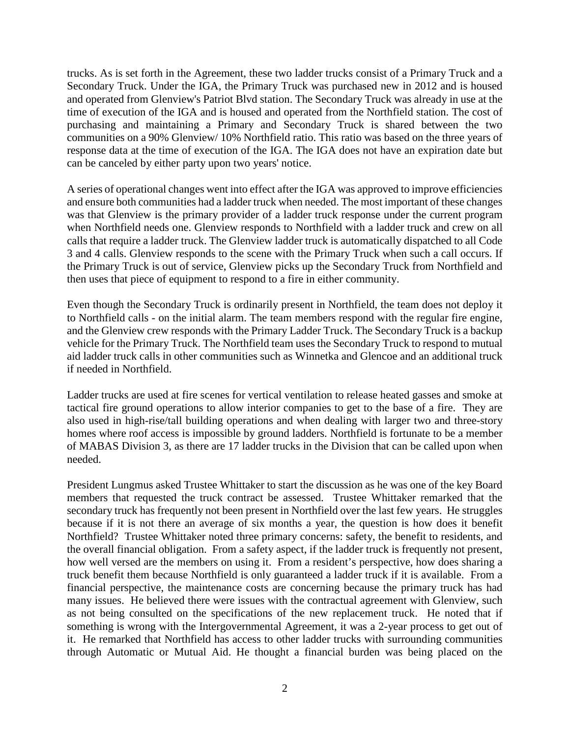trucks. As is set forth in the Agreement, these two ladder trucks consist of a Primary Truck and a Secondary Truck. Under the IGA, the Primary Truck was purchased new in 2012 and is housed and operated from Glenview's Patriot Blvd station. The Secondary Truck was already in use at the time of execution of the IGA and is housed and operated from the Northfield station. The cost of purchasing and maintaining a Primary and Secondary Truck is shared between the two communities on a 90% Glenview/ 10% Northfield ratio. This ratio was based on the three years of response data at the time of execution of the IGA. The IGA does not have an expiration date but can be canceled by either party upon two years' notice.

A series of operational changes went into effect after the IGA was approved to improve efficiencies and ensure both communities had a ladder truck when needed. The most important of these changes was that Glenview is the primary provider of a ladder truck response under the current program when Northfield needs one. Glenview responds to Northfield with a ladder truck and crew on all calls that require a ladder truck. The Glenview ladder truck is automatically dispatched to all Code 3 and 4 calls. Glenview responds to the scene with the Primary Truck when such a call occurs. If the Primary Truck is out of service, Glenview picks up the Secondary Truck from Northfield and then uses that piece of equipment to respond to a fire in either community.

Even though the Secondary Truck is ordinarily present in Northfield, the team does not deploy it to Northfield calls - on the initial alarm. The team members respond with the regular fire engine, and the Glenview crew responds with the Primary Ladder Truck. The Secondary Truck is a backup vehicle for the Primary Truck. The Northfield team uses the Secondary Truck to respond to mutual aid ladder truck calls in other communities such as Winnetka and Glencoe and an additional truck if needed in Northfield.

Ladder trucks are used at fire scenes for vertical ventilation to release heated gasses and smoke at tactical fire ground operations to allow interior companies to get to the base of a fire. They are also used in high-rise/tall building operations and when dealing with larger two and three-story homes where roof access is impossible by ground ladders. Northfield is fortunate to be a member of MABAS Division 3, as there are 17 ladder trucks in the Division that can be called upon when needed.

President Lungmus asked Trustee Whittaker to start the discussion as he was one of the key Board members that requested the truck contract be assessed. Trustee Whittaker remarked that the secondary truck has frequently not been present in Northfield over the last few years. He struggles because if it is not there an average of six months a year, the question is how does it benefit Northfield? Trustee Whittaker noted three primary concerns: safety, the benefit to residents, and the overall financial obligation. From a safety aspect, if the ladder truck is frequently not present, how well versed are the members on using it. From a resident's perspective, how does sharing a truck benefit them because Northfield is only guaranteed a ladder truck if it is available. From a financial perspective, the maintenance costs are concerning because the primary truck has had many issues. He believed there were issues with the contractual agreement with Glenview, such as not being consulted on the specifications of the new replacement truck. He noted that if something is wrong with the Intergovernmental Agreement, it was a 2-year process to get out of it. He remarked that Northfield has access to other ladder trucks with surrounding communities through Automatic or Mutual Aid. He thought a financial burden was being placed on the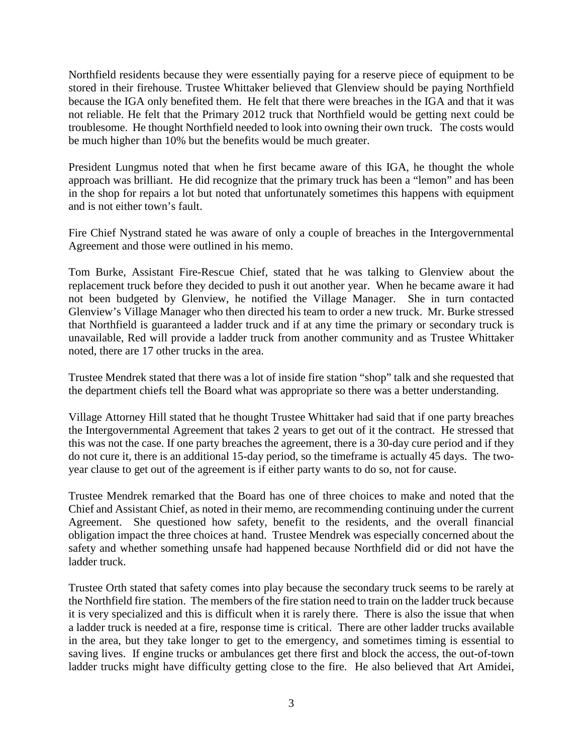Northfield residents because they were essentially paying for a reserve piece of equipment to be stored in their firehouse. Trustee Whittaker believed that Glenview should be paying Northfield because the IGA only benefited them. He felt that there were breaches in the IGA and that it was not reliable. He felt that the Primary 2012 truck that Northfield would be getting next could be troublesome. He thought Northfield needed to look into owning their own truck. The costs would be much higher than 10% but the benefits would be much greater.

President Lungmus noted that when he first became aware of this IGA, he thought the whole approach was brilliant. He did recognize that the primary truck has been a "lemon" and has been in the shop for repairs a lot but noted that unfortunately sometimes this happens with equipment and is not either town's fault.

Fire Chief Nystrand stated he was aware of only a couple of breaches in the Intergovernmental Agreement and those were outlined in his memo.

Tom Burke, Assistant Fire-Rescue Chief, stated that he was talking to Glenview about the replacement truck before they decided to push it out another year. When he became aware it had not been budgeted by Glenview, he notified the Village Manager. She in turn contacted Glenview's Village Manager who then directed his team to order a new truck. Mr. Burke stressed that Northfield is guaranteed a ladder truck and if at any time the primary or secondary truck is unavailable, Red will provide a ladder truck from another community and as Trustee Whittaker noted, there are 17 other trucks in the area.

Trustee Mendrek stated that there was a lot of inside fire station "shop" talk and she requested that the department chiefs tell the Board what was appropriate so there was a better understanding.

Village Attorney Hill stated that he thought Trustee Whittaker had said that if one party breaches the Intergovernmental Agreement that takes 2 years to get out of it the contract. He stressed that this was not the case. If one party breaches the agreement, there is a 30-day cure period and if they do not cure it, there is an additional 15-day period, so the timeframe is actually 45 days. The two-year clause to get out of the agreement is if either party wants to do so, not for cause.

Trustee Mendrek remarked that the Board has one of three choices to make and noted that the Chief and Assistant Chief, as noted in their memo, are recommending continuing under the current Agreement. She questioned how safety, benefit to the residents, and the overall financial obligation impact the three choices at hand. Trustee Mendrek was especially concerned about the safety and whether something unsafe had happened because Northfield did or did not have the ladder truck.

Trustee Orth stated that safety comes into play because the secondary truck seems to be rarely at the Northfield fire station. The members of the fire station need to train on the ladder truck because it is very specialized and this is difficult when it is rarely there. There is also the issue that when a ladder truck is needed at a fire, response time is critical. There are other ladder trucks available in the area, but they take longer to get to the emergency, and sometimes timing is essential to saving lives. If engine trucks or ambulances get there first and block the access, the out-of-town ladder trucks might have difficulty getting close to the fire. He also believed that Art Amidei,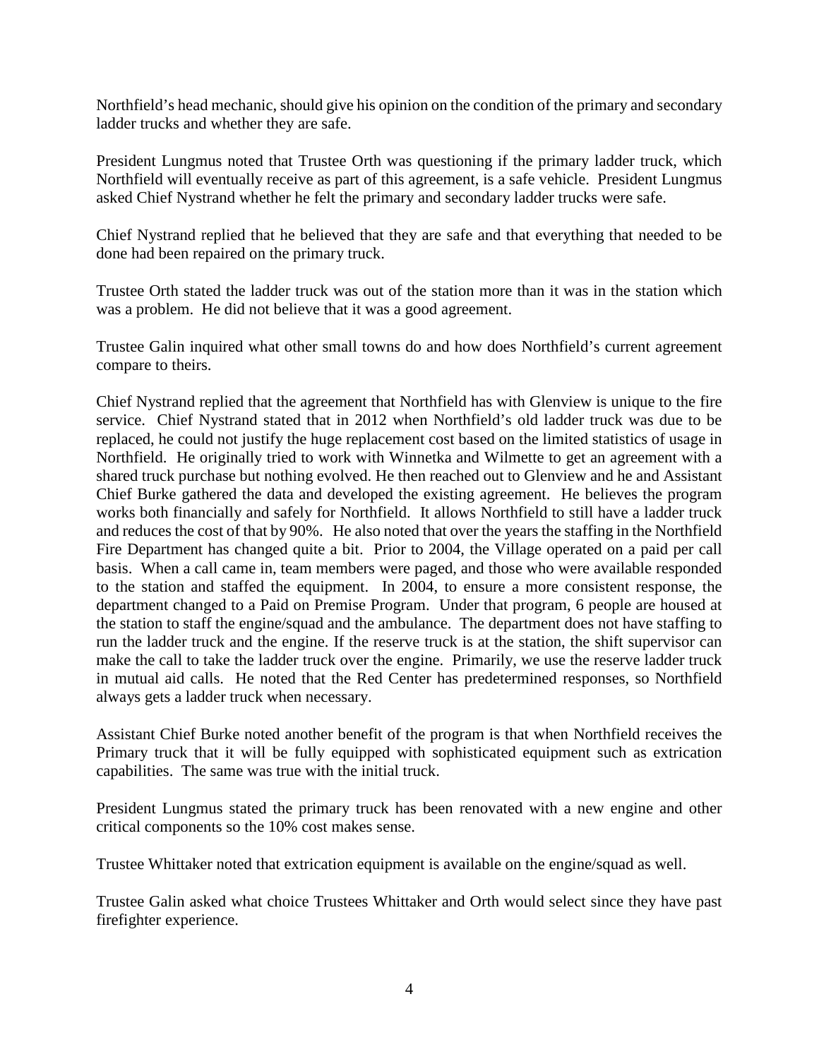Northfield's head mechanic, should give his opinion on the condition of the primary and secondary ladder trucks and whether they are safe.

President Lungmus noted that Trustee Orth was questioning if the primary ladder truck, which Northfield will eventually receive as part of this agreement, is a safe vehicle. President Lungmus asked Chief Nystrand whether he felt the primary and secondary ladder trucks were safe.

Chief Nystrand replied that he believed that they are safe and that everything that needed to be done had been repaired on the primary truck.

Trustee Orth stated the ladder truck was out of the station more than it was in the station which was a problem. He did not believe that it was a good agreement.

Trustee Galin inquired what other small towns do and how does Northfield's current agreement compare to theirs.

Chief Nystrand replied that the agreement that Northfield has with Glenview is unique to the fire service. Chief Nystrand stated that in 2012 when Northfield's old ladder truck was due to be replaced, he could not justify the huge replacement cost based on the limited statistics of usage in Northfield. He originally tried to work with Winnetka and Wilmette to get an agreement with a shared truck purchase but nothing evolved. He then reached out to Glenview and he and Assistant Chief Burke gathered the data and developed the existing agreement. He believes the program works both financially and safely for Northfield. It allows Northfield to still have a ladder truck and reduces the cost of that by 90%. He also noted that over the years the staffing in the Northfield Fire Department has changed quite a bit. Prior to 2004, the Village operated on a paid per call basis. When a call came in, team members were paged, and those who were available responded to the station and staffed the equipment. In 2004, to ensure a more consistent response, the department changed to a Paid on Premise Program. Under that program, 6 people are housed at the station to staff the engine/squad and the ambulance. The department does not have staffing to run the ladder truck and the engine. If the reserve truck is at the station, the shift supervisor can make the call to take the ladder truck over the engine. Primarily, we use the reserve ladder truck in mutual aid calls. He noted that the Red Center has predetermined responses, so Northfield always gets a ladder truck when necessary.

Assistant Chief Burke noted another benefit of the program is that when Northfield receives the Primary truck that it will be fully equipped with sophisticated equipment such as extrication capabilities. The same was true with the initial truck.

President Lungmus stated the primary truck has been renovated with a new engine and other critical components so the 10% cost makes sense.

Trustee Whittaker noted that extrication equipment is available on the engine/squad as well.

Trustee Galin asked what choice Trustees Whittaker and Orth would select since they have past firefighter experience.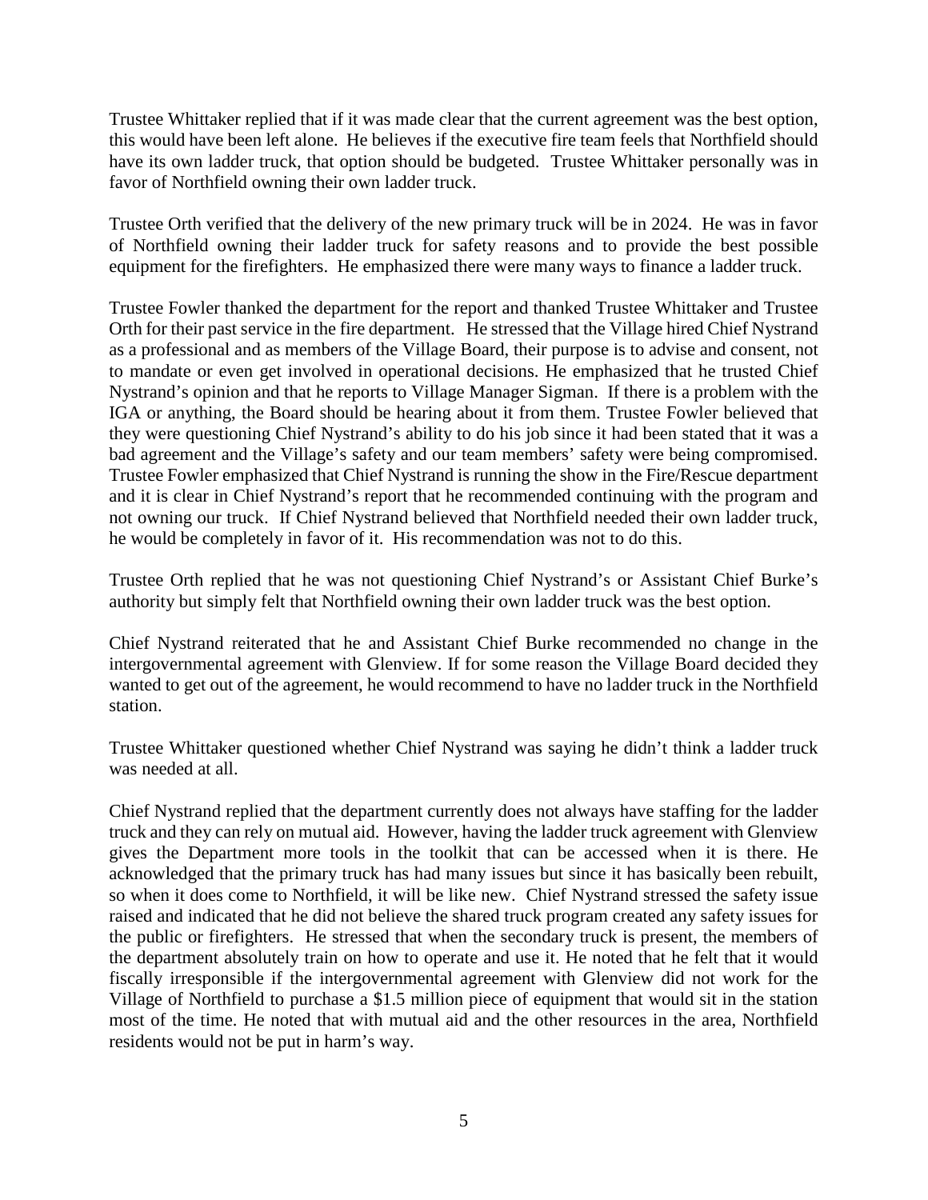Trustee Whittaker replied that if it was made clear that the current agreement was the best option, this would have been left alone. He believes if the executive fire team feels that Northfield should have its own ladder truck, that option should be budgeted. Trustee Whittaker personally was in favor of Northfield owning their own ladder truck.

Trustee Orth verified that the delivery of the new primary truck will be in 2024. He was in favor of Northfield owning their ladder truck for safety reasons and to provide the best possible equipment for the firefighters. He emphasized there were many ways to finance a ladder truck.

Trustee Fowler thanked the department for the report and thanked Trustee Whittaker and Trustee Orth for their past service in the fire department. He stressed that the Village hired Chief Nystrand as a professional and as members of the Village Board, their purpose is to advise and consent, not to mandate or even get involved in operational decisions. He emphasized that he trusted Chief Nystrand's opinion and that he reports to Village Manager Sigman. If there is a problem with the IGA or anything, the Board should be hearing about it from them. Trustee Fowler believed that they were questioning Chief Nystrand's ability to do his job since it had been stated that it was a bad agreement and the Village's safety and our team members' safety were being compromised. Trustee Fowler emphasized that Chief Nystrand is running the show in the Fire/Rescue department and it is clear in Chief Nystrand's report that he recommended continuing with the program and not owning our truck. If Chief Nystrand believed that Northfield needed their own ladder truck, he would be completely in favor of it. His recommendation was not to do this.

Trustee Orth replied that he was not questioning Chief Nystrand's or Assistant Chief Burke's authority but simply felt that Northfield owning their own ladder truck was the best option.

Chief Nystrand reiterated that he and Assistant Chief Burke recommended no change in the intergovernmental agreement with Glenview. If for some reason the Village Board decided they wanted to get out of the agreement, he would recommend to have no ladder truck in the Northfield station.

Trustee Whittaker questioned whether Chief Nystrand was saying he didn't think a ladder truck was needed at all.

Chief Nystrand replied that the department currently does not always have staffing for the ladder truck and they can rely on mutual aid. However, having the ladder truck agreement with Glenview gives the Department more tools in the toolkit that can be accessed when it is there. He acknowledged that the primary truck has had many issues but since it has basically been rebuilt, so when it does come to Northfield, it will be like new. Chief Nystrand stressed the safety issue raised and indicated that he did not believe the shared truck program created any safety issues for the public or firefighters. He stressed that when the secondary truck is present, the members of the department absolutely train on how to operate and use it. He noted that he felt that it would fiscally irresponsible if the intergovernmental agreement with Glenview did not work for the Village of Northfield to purchase a $1.5 million piece of equipment that would sit in the station most of the time. He noted that with mutual aid and the other resources in the area, Northfield residents would not be put in harm's way.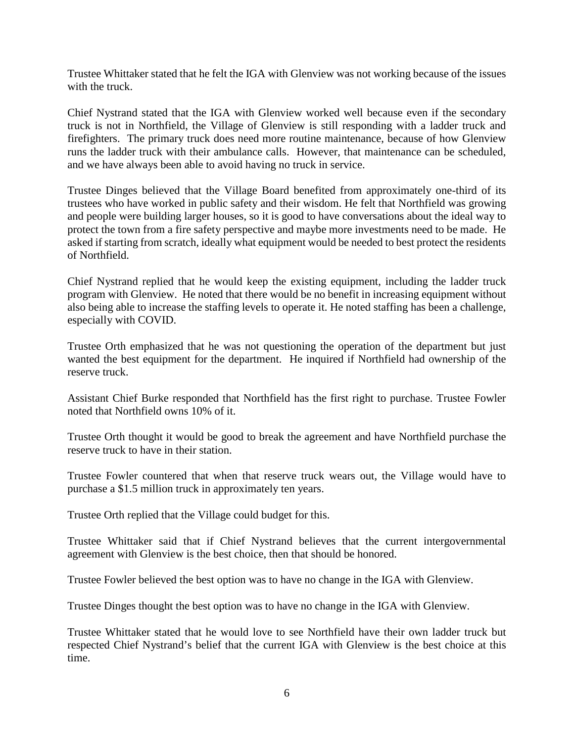Trustee Whittaker stated that he felt the IGA with Glenview was not working because of the issues with the truck.

Chief Nystrand stated that the IGA with Glenview worked well because even if the secondary truck is not in Northfield, the Village of Glenview is still responding with a ladder truck and firefighters. The primary truck does need more routine maintenance, because of how Glenview runs the ladder truck with their ambulance calls. However, that maintenance can be scheduled, and we have always been able to avoid having no truck in service.

Trustee Dinges believed that the Village Board benefited from approximately one-third of its trustees who have worked in public safety and their wisdom. He felt that Northfield was growing and people were building larger houses, so it is good to have conversations about the ideal way to protect the town from a fire safety perspective and maybe more investments need to be made. He asked if starting from scratch, ideally what equipment would be needed to best protect the residents of Northfield.

Chief Nystrand replied that he would keep the existing equipment, including the ladder truck program with Glenview. He noted that there would be no benefit in increasing equipment without also being able to increase the staffing levels to operate it. He noted staffing has been a challenge, especially with COVID.

Trustee Orth emphasized that he was not questioning the operation of the department but just wanted the best equipment for the department. He inquired if Northfield had ownership of the reserve truck.

Assistant Chief Burke responded that Northfield has the first right to purchase. Trustee Fowler noted that Northfield owns 10% of it.

Trustee Orth thought it would be good to break the agreement and have Northfield purchase the reserve truck to have in their station.

Trustee Fowler countered that when that reserve truck wears out, the Village would have to purchase a $1.5 million truck in approximately ten years.

Trustee Orth replied that the Village could budget for this.

Trustee Whittaker said that if Chief Nystrand believes that the current intergovernmental agreement with Glenview is the best choice, then that should be honored.

Trustee Fowler believed the best option was to have no change in the IGA with Glenview.

Trustee Dinges thought the best option was to have no change in the IGA with Glenview.

Trustee Whittaker stated that he would love to see Northfield have their own ladder truck but respected Chief Nystrand's belief that the current IGA with Glenview is the best choice at this time.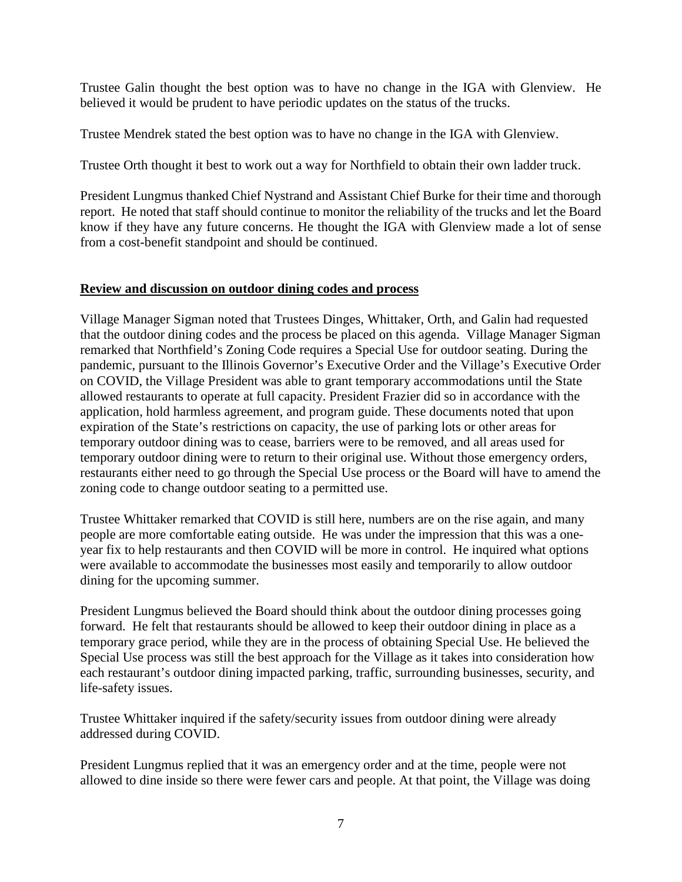Trustee Galin thought the best option was to have no change in the IGA with Glenview. He believed it would be prudent to have periodic updates on the status of the trucks.

Trustee Mendrek stated the best option was to have no change in the IGA with Glenview.

Trustee Orth thought it best to work out a way for Northfield to obtain their own ladder truck.

President Lungmus thanked Chief Nystrand and Assistant Chief Burke for their time and thorough report. He noted that staff should continue to monitor the reliability of the trucks and let the Board know if they have any future concerns. He thought the IGA with Glenview made a lot of sense from a cost-benefit standpoint and should be continued.

**Review and discussion on outdoor dining codes and process**

Village Manager Sigman noted that Trustees Dinges, Whittaker, Orth, and Galin had requested that the outdoor dining codes and the process be placed on this agenda. Village Manager Sigman remarked that Northfield's Zoning Code requires a Special Use for outdoor seating. During the pandemic, pursuant to the Illinois Governor's Executive Order and the Village's Executive Order on COVID, the Village President was able to grant temporary accommodations until the State allowed restaurants to operate at full capacity. President Frazier did so in accordance with the application, hold harmless agreement, and program guide. These documents noted that upon expiration of the State's restrictions on capacity, the use of parking lots or other areas for temporary outdoor dining was to cease, barriers were to be removed, and all areas used for temporary outdoor dining were to return to their original use. Without those emergency orders, restaurants either need to go through the Special Use process or the Board will have to amend the zoning code to change outdoor seating to a permitted use.

Trustee Whittaker remarked that COVID is still here, numbers are on the rise again, and many people are more comfortable eating outside. He was under the impression that this was a one-year fix to help restaurants and then COVID will be more in control. He inquired what options were available to accommodate the businesses most easily and temporarily to allow outdoor dining for the upcoming summer.

President Lungmus believed the Board should think about the outdoor dining processes going forward. He felt that restaurants should be allowed to keep their outdoor dining in place as a temporary grace period, while they are in the process of obtaining Special Use. He believed the Special Use process was still the best approach for the Village as it takes into consideration how each restaurant's outdoor dining impacted parking, traffic, surrounding businesses, security, and life-safety issues.

Trustee Whittaker inquired if the safety/security issues from outdoor dining were already addressed during COVID.

President Lungmus replied that it was an emergency order and at the time, people were not allowed to dine inside so there were fewer cars and people. At that point, the Village was doing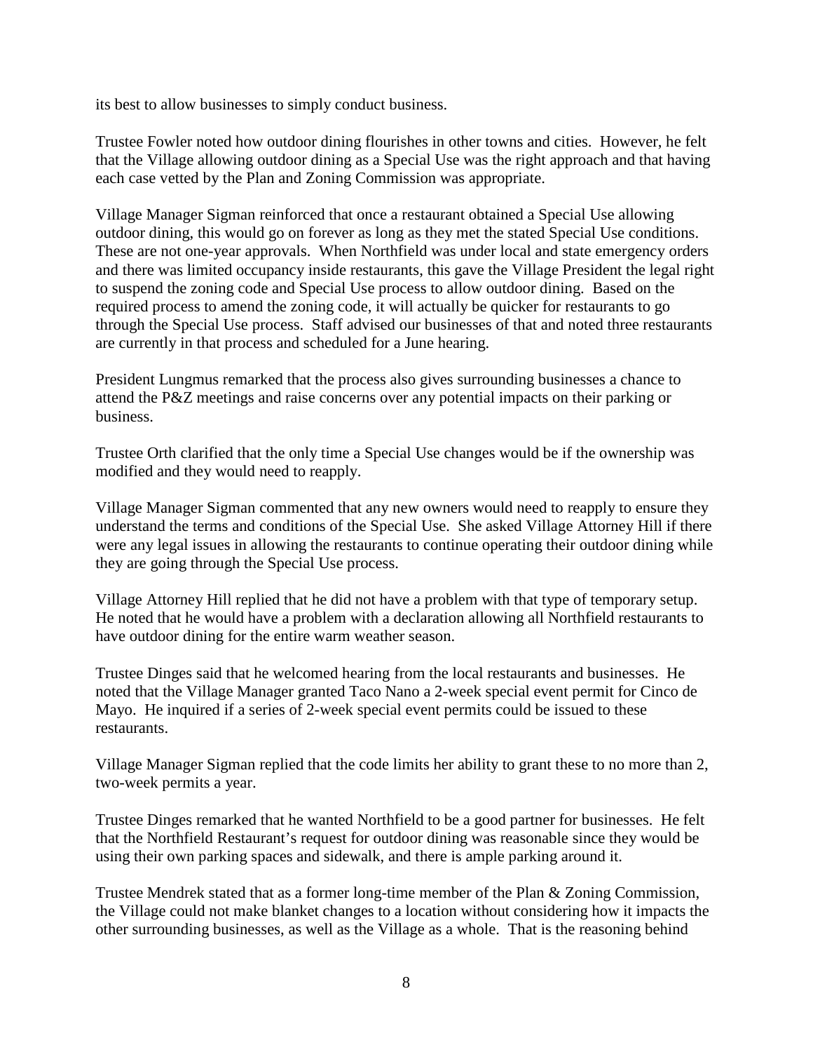its best to allow businesses to simply conduct business.

Trustee Fowler noted how outdoor dining flourishes in other towns and cities. However, he felt that the Village allowing outdoor dining as a Special Use was the right approach and that having each case vetted by the Plan and Zoning Commission was appropriate.

Village Manager Sigman reinforced that once a restaurant obtained a Special Use allowing outdoor dining, this would go on forever as long as they met the stated Special Use conditions. These are not one-year approvals. When Northfield was under local and state emergency orders and there was limited occupancy inside restaurants, this gave the Village President the legal right to suspend the zoning code and Special Use process to allow outdoor dining. Based on the required process to amend the zoning code, it will actually be quicker for restaurants to go through the Special Use process. Staff advised our businesses of that and noted three restaurants are currently in that process and scheduled for a June hearing.

President Lungmus remarked that the process also gives surrounding businesses a chance to attend the P&Z meetings and raise concerns over any potential impacts on their parking or business.

Trustee Orth clarified that the only time a Special Use changes would be if the ownership was modified and they would need to reapply.

Village Manager Sigman commented that any new owners would need to reapply to ensure they understand the terms and conditions of the Special Use. She asked Village Attorney Hill if there were any legal issues in allowing the restaurants to continue operating their outdoor dining while they are going through the Special Use process.

Village Attorney Hill replied that he did not have a problem with that type of temporary setup. He noted that he would have a problem with a declaration allowing all Northfield restaurants to have outdoor dining for the entire warm weather season.

Trustee Dinges said that he welcomed hearing from the local restaurants and businesses. He noted that the Village Manager granted Taco Nano a 2-week special event permit for Cinco de Mayo. He inquired if a series of 2-week special event permits could be issued to these restaurants.

Village Manager Sigman replied that the code limits her ability to grant these to no more than 2, two-week permits a year.

Trustee Dinges remarked that he wanted Northfield to be a good partner for businesses. He felt that the Northfield Restaurant's request for outdoor dining was reasonable since they would be using their own parking spaces and sidewalk, and there is ample parking around it.

Trustee Mendrek stated that as a former long-time member of the Plan & Zoning Commission, the Village could not make blanket changes to a location without considering how it impacts the other surrounding businesses, as well as the Village as a whole. That is the reasoning behind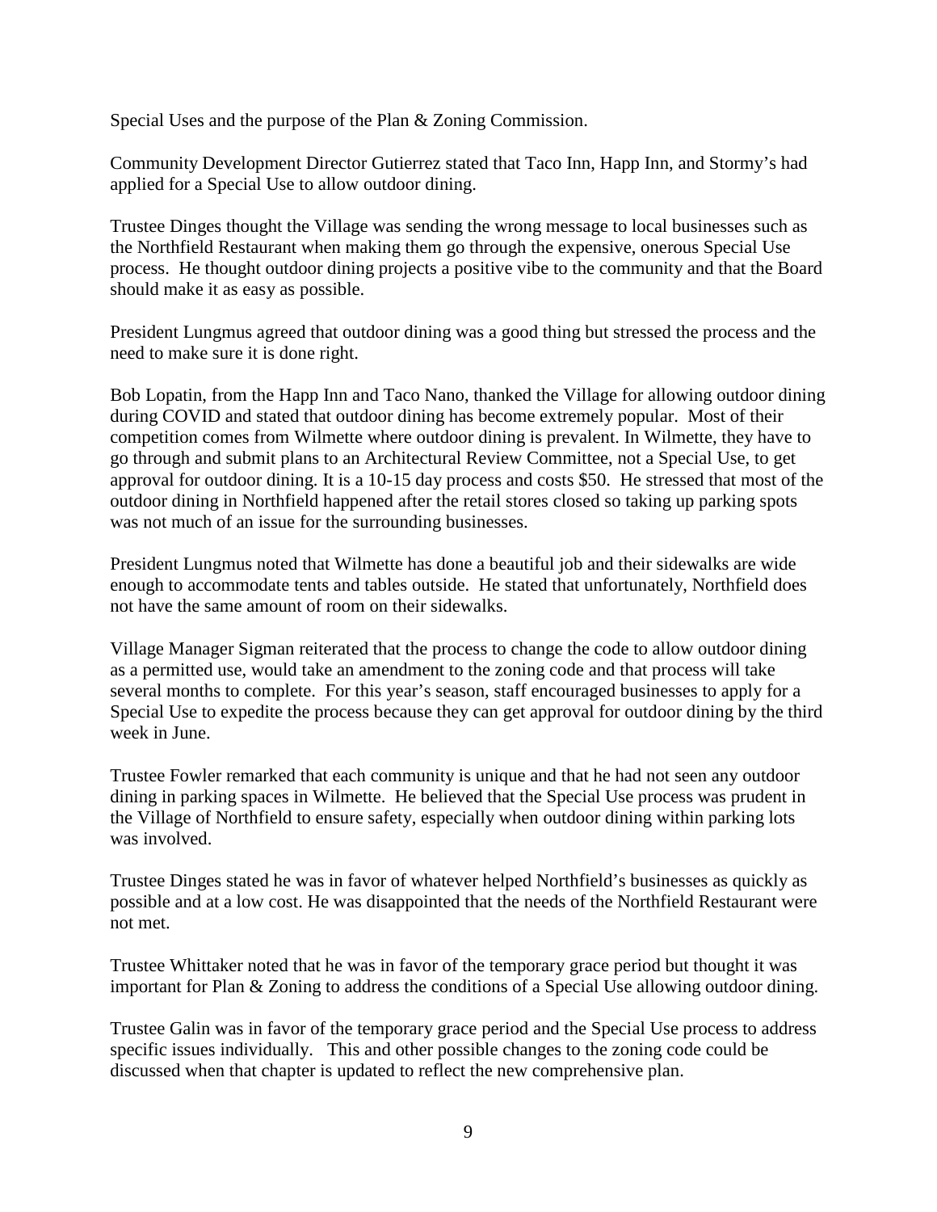Special Uses and the purpose of the Plan & Zoning Commission.

Community Development Director Gutierrez stated that Taco Inn, Happ Inn, and Stormy's had applied for a Special Use to allow outdoor dining.

Trustee Dinges thought the Village was sending the wrong message to local businesses such as the Northfield Restaurant when making them go through the expensive, onerous Special Use process. He thought outdoor dining projects a positive vibe to the community and that the Board should make it as easy as possible.

President Lungmus agreed that outdoor dining was a good thing but stressed the process and the need to make sure it is done right.

Bob Lopatin, from the Happ Inn and Taco Nano, thanked the Village for allowing outdoor dining during COVID and stated that outdoor dining has become extremely popular. Most of their competition comes from Wilmette where outdoor dining is prevalent. In Wilmette, they have to go through and submit plans to an Architectural Review Committee, not a Special Use, to get approval for outdoor dining. It is a 10-15 day process and costs $50. He stressed that most of the outdoor dining in Northfield happened after the retail stores closed so taking up parking spots was not much of an issue for the surrounding businesses.

President Lungmus noted that Wilmette has done a beautiful job and their sidewalks are wide enough to accommodate tents and tables outside. He stated that unfortunately, Northfield does not have the same amount of room on their sidewalks.

Village Manager Sigman reiterated that the process to change the code to allow outdoor dining as a permitted use, would take an amendment to the zoning code and that process will take several months to complete. For this year's season, staff encouraged businesses to apply for a Special Use to expedite the process because they can get approval for outdoor dining by the third week in June.

Trustee Fowler remarked that each community is unique and that he had not seen any outdoor dining in parking spaces in Wilmette. He believed that the Special Use process was prudent in the Village of Northfield to ensure safety, especially when outdoor dining within parking lots was involved.

Trustee Dinges stated he was in favor of whatever helped Northfield's businesses as quickly as possible and at a low cost. He was disappointed that the needs of the Northfield Restaurant were not met.

Trustee Whittaker noted that he was in favor of the temporary grace period but thought it was important for Plan & Zoning to address the conditions of a Special Use allowing outdoor dining.

Trustee Galin was in favor of the temporary grace period and the Special Use process to address specific issues individually. This and other possible changes to the zoning code could be discussed when that chapter is updated to reflect the new comprehensive plan.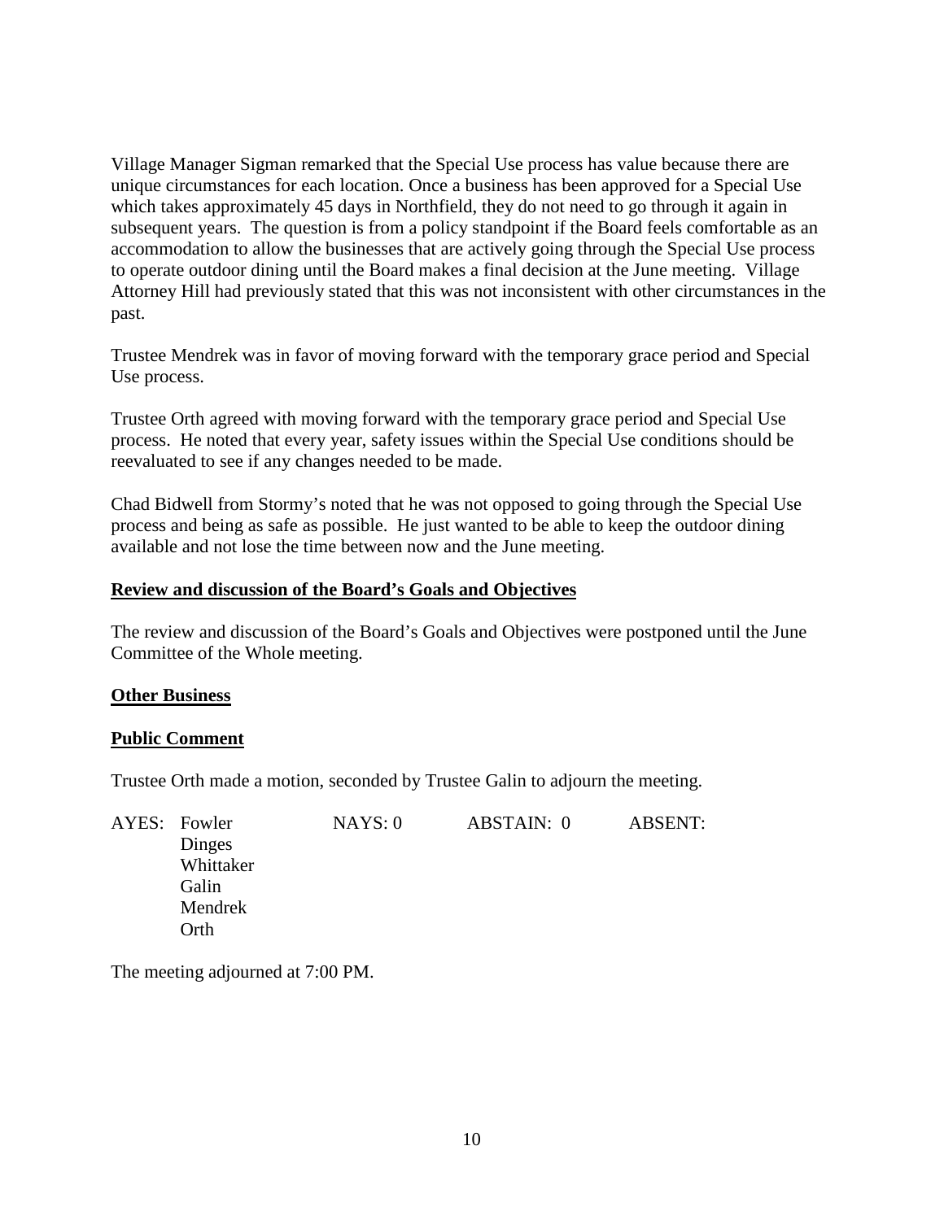Village Manager Sigman remarked that the Special Use process has value because there are unique circumstances for each location. Once a business has been approved for a Special Use which takes approximately 45 days in Northfield, they do not need to go through it again in subsequent years. The question is from a policy standpoint if the Board feels comfortable as an accommodation to allow the businesses that are actively going through the Special Use process to operate outdoor dining until the Board makes a final decision at the June meeting. Village Attorney Hill had previously stated that this was not inconsistent with other circumstances in the past.

Trustee Mendrek was in favor of moving forward with the temporary grace period and Special Use process.

Trustee Orth agreed with moving forward with the temporary grace period and Special Use process. He noted that every year, safety issues within the Special Use conditions should be reevaluated to see if any changes needed to be made.

Chad Bidwell from Stormy's noted that he was not opposed to going through the Special Use process and being as safe as possible. He just wanted to be able to keep the outdoor dining available and not lose the time between now and the June meeting.

**Review and discussion of the Board's Goals and Objectives**

The review and discussion of the Board's Goals and Objectives were postponed until the June Committee of the Whole meeting.

**Other Business**

**Public Comment**

Trustee Orth made a motion, seconded by Trustee Galin to adjourn the meeting.

| | | | |
|---|---|---|---|
| AYES: Fowler | NAYS: 0 | ABSTAIN: 0 | ABSENT: |
| Dinges | | | |
| Whittaker | | | |
| Galin | | | |
| Mendrek | | | |
| Orth | | | |

The meeting adjourned at 7:00 PM.